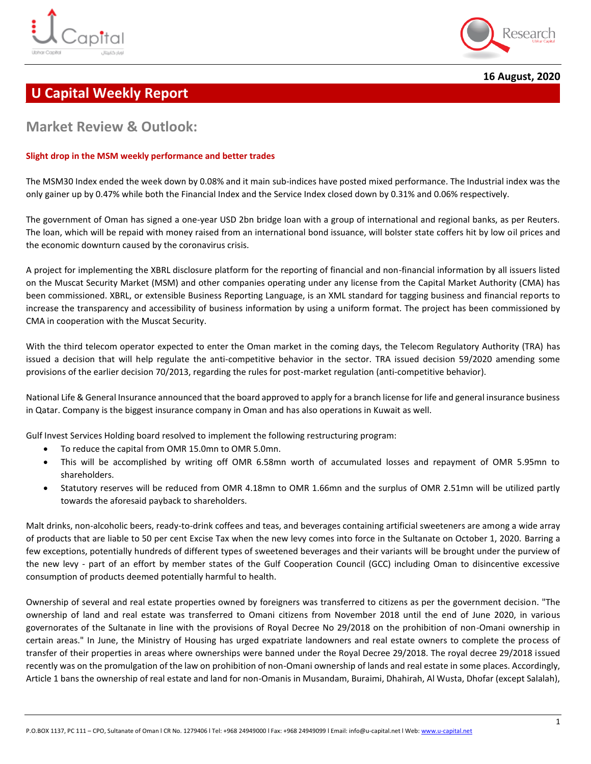16 August, 2020

# U Capital Weekly Report

## Market Review & Outlook:

**Slight drop in the MSM weekly performance and better trades**

The MSM30 Index ended the week down by 0.08% and it main sub-indices have posted mixed performance. The Industrial index was the only gainer up by 0.47% while both the Financial Index and the Service Index closed down by 0.31% and 0.06% respectively.

The government of Oman has signed a one-year USD 2bn bridge loan with a group of international and regional banks, as per Reuters. The loan, which will be repaid with money raised from an international bond issuance, will bolster state coffers hit by low oil prices and the economic downturn caused by the coronavirus crisis.

A project for implementing the XBRL disclosure platform for the reporting of financial and non-financial information by all issuers listed on the Muscat Security Market (MSM) and other companies operating under any license from the Capital Market Authority (CMA) has been commissioned. XBRL, or extensible Business Reporting Language, is an XML standard for tagging business and financial reports to increase the transparency and accessibility of business information by using a uniform format. The project has been commissioned by CMA in cooperation with the Muscat Security.

With the third telecom operator expected to enter the Oman market in the coming days, the Telecom Regulatory Authority (TRA) has issued a decision that will help regulate the anti-competitive behavior in the sector. TRA issued decision 59/2020 amending some provisions of the earlier decision 70/2013, regarding the rules for post-market regulation (anti-competitive behavior).

National Life & General Insurance announced that the board approved to apply for a branch license for life and general insurance business in Qatar. Company is the biggest insurance company in Oman and has also operations in Kuwait as well.

Gulf Invest Services Holding board resolved to implement the following restructuring program:

- To reduce the capital from OMR 15.0mn to OMR 5.0mn.
- This will be accomplished by writing off OMR 6.58mn worth of accumulated losses and repayment of OMR 5.95mn to shareholders.
- Statutory reserves will be reduced from OMR 4.18mn to OMR 1.66mn and the surplus of OMR 2.51mn will be utilized partly towards the aforesaid payback to shareholders.

Malt drinks, non-alcoholic beers, ready-to-drink coffees and teas, and beverages containing artificial sweeteners are among a wide array of products that are liable to 50 per cent Excise Tax when the new levy comes into force in the Sultanate on October 1, 2020. Barring a few exceptions, potentially hundreds of different types of sweetened beverages and their variants will be brought under the purview of the new levy - part of an effort by member states of the Gulf Cooperation Council (GCC) including Oman to disincentive excessive consumption of products deemed potentially harmful to health.

Ownership of several and real estate properties owned by foreigners was transferred to citizens as per the government decision. "The ownership of land and real estate was transferred to Omani citizens from November 2018 until the end of June 2020, in various governorates of the Sultanate in line with the provisions of Royal Decree No 29/2018 on the prohibition of non-Omani ownership in certain areas." In June, the Ministry of Housing has urged expatriate landowners and real estate owners to complete the process of transfer of their properties in areas where ownerships were banned under the Royal Decree 29/2018. The royal decree 29/2018 issued recently was on the promulgation of the law on prohibition of non-Omani ownership of lands and real estate in some places. Accordingly, Article 1 bans the ownership of real estate and land for non-Omanis in Musandam, Buraimi, Dhahirah, Al Wusta, Dhofar (except Salalah),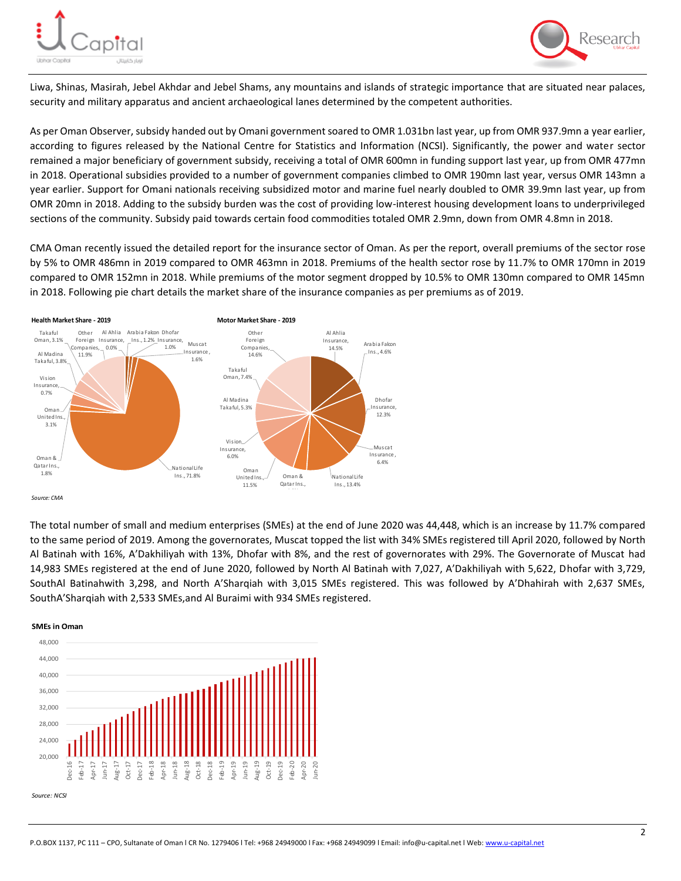Liwa, Shinas, Masirah, Jebel Akhdar and Jebel Shams, any mountains and islands of strategic importance that are situated near palaces, security and military apparatus and ancient archaeological lanes determined by the competent authorities.

As per Oman Observer, subsidy handed out by Omani government soared to OMR 1.031bn last year, up from OMR 937.9mn a year earlier, according to figures released by the National Centre for Statistics and Information (NCSI). Significantly, the power and water sector remained a major beneficiary of government subsidy, receiving a total of OMR 600mn in funding support last year, up from OMR 477mn in 2018. Operational subsidies provided to a number of government companies climbed to OMR 190mn last year, versus OMR 143mn a year earlier. Support for Omani nationals receiving subsidized motor and marine fuel nearly doubled to OMR 39.9mn last year, up from OMR 20mn in 2018. Adding to the subsidy burden was the cost of providing low-interest housing development loans to underprivileged sections of the community. Subsidy paid towards certain food commodities totaled OMR 2.9mn, down from OMR 4.8mn in 2018.

CMA Oman recently issued the detailed report for the insurance sector of Oman. As per the report, overall premiums of the sector rose by 5% to OMR 486mn in 2019 compared to OMR 463mn in 2018. Premiums of the health sector rose by 11.7% to OMR 170mn in 2019 compared to OMR 152mn in 2018. While premiums of the motor segment dropped by 10.5% to OMR 130mn compared to OMR 145mn in 2018. Following pie chart details the market share of the insurance companies as per premiums as of 2019.

**Health Market Share - 2019**

| Company | Share |
|---|---|
| Takaful Oman | 3.1% |
| Other Foreign Companies | 11.9% |
| Al Ahlia Insurance | 0.0% |
| Arabia Falcon Ins. | 1.2% |
| Dhofar Insurance | 1.0% |
| Muscat Insurance | 1.6% |
| Al Madina Takaful | 3.8% |
| Vision Insurance | 0.7% |
| Oman United Ins. | 3.1% |
| Oman & Qatar Ins. | 1.8% |
| National Life Ins. | 71.8% |

**Motor Market Share - 2019**

| Company | Share |
|---|---|
| Other Foreign Companies | 14.6% |
| Al Ahlia Insurance | 14.5% |
| Arabia Falcon Ins. | 4.6% |
| Takaful Oman | 7.4% |
| Dhofar Insurance | 12.3% |
| Al Madina Takaful | 5.3% |
| Muscat Insurance | 6.4% |
| Vision Insurance | 6.0% |
| Oman United Ins. | 11.5% |
| Oman & Qatar Ins. | |
| National Life Ins. | 13.4% |

*Source: CMA*

The total number of small and medium enterprises (SMEs) at the end of June 2020 was 44,448, which is an increase by 11.7% compared to the same period of 2019. Among the governorates, Muscat topped the list with 34% SMEs registered till April 2020, followed by North Al Batinah with 16%, A'Dakhiliyah with 13%, Dhofar with 8%, and the rest of governorates with 29%. The Governorate of Muscat had 14,983 SMEs registered at the end of June 2020, followed by North Al Batinah with 7,027, A'Dakhiliyah with 5,622, Dhofar with 3,729, SouthAl Batinahwith 3,298, and North A'Sharqiah with 3,015 SMEs registered. This was followed by A'Dhahirah with 2,637 SMEs, SouthA'Sharqiah with 2,533 SMEs,and Al Buraimi with 934 SMEs registered.

**SMEs in Oman**

*Source: NCSI*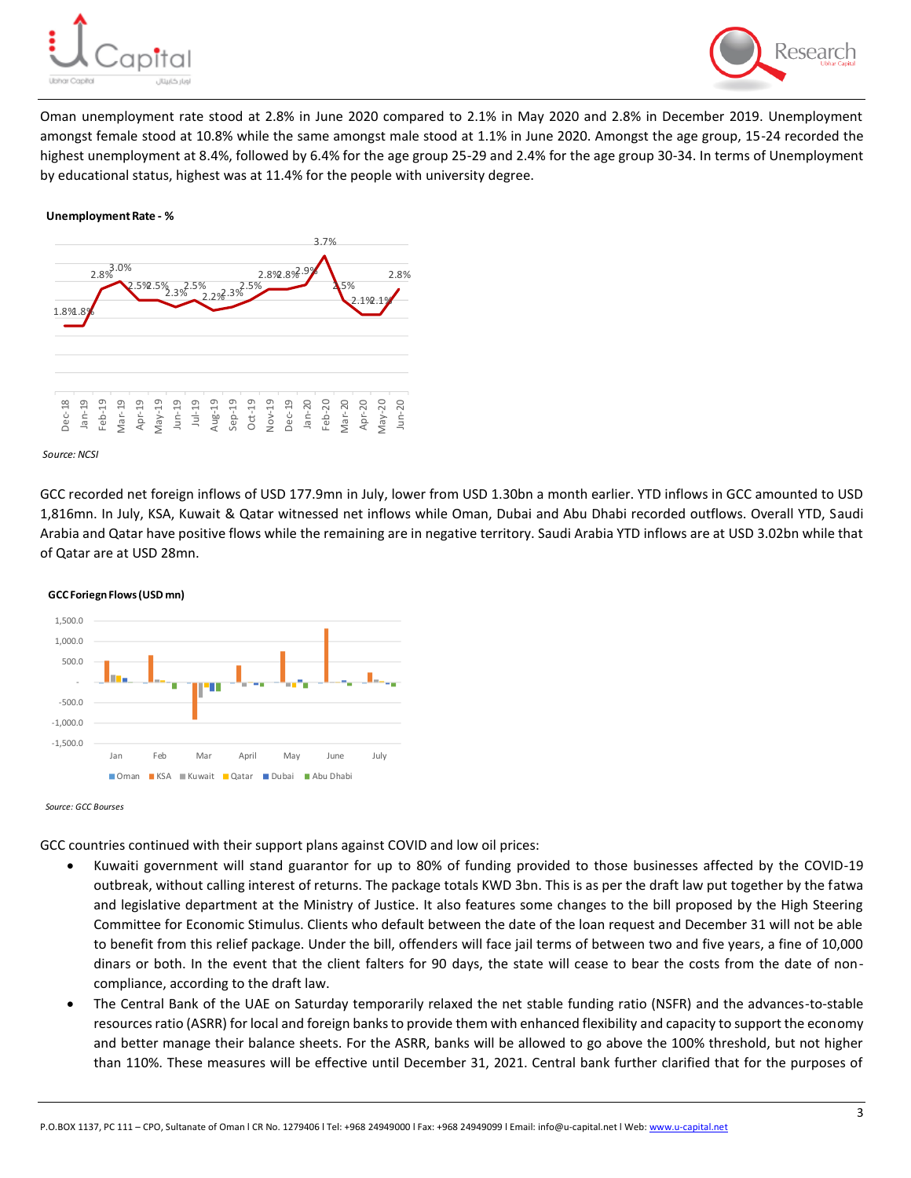Oman unemployment rate stood at 2.8% in June 2020 compared to 2.1% in May 2020 and 2.8% in December 2019. Unemployment amongst female stood at 10.8% while the same amongst male stood at 1.1% in June 2020. Amongst the age group, 15-24 recorded the highest unemployment at 8.4%, followed by 6.4% for the age group 25-29 and 2.4% for the age group 30-34. In terms of Unemployment by educational status, highest was at 11.4% for the people with university degree.

**Unemployment Rate - %**

| Dec-18 | Jan-19 | Feb-19 | Mar-19 | Apr-19 | May-19 | Jun-19 | Jul-19 | Aug-19 | Sep-19 | Oct-19 | Nov-19 | Dec-19 | Jan-20 | Feb-20 | Mar-20 | Apr-20 | May-20 | Jun-20 |
|---|---|---|---|---|---|---|---|---|---|---|---|---|---|---|---|---|---|---|
| 1.8% | 1.8% | 2.8% | 3.0% | 2.5% | 2.5% | 2.3% | 2.5% | 2.2% | 2.3% | 2.5% | 2.8% | 2.8% | 2.9% | 3.7% | 2.5% | 2.1% | 2.1% | 2.8% |

*Source: NCSI*

GCC recorded net foreign inflows of USD 177.9mn in July, lower from USD 1.30bn a month earlier. YTD inflows in GCC amounted to USD 1,816mn. In July, KSA, Kuwait & Qatar witnessed net inflows while Oman, Dubai and Abu Dhabi recorded outflows. Overall YTD, Saudi Arabia and Qatar have positive flows while the remaining are in negative territory. Saudi Arabia YTD inflows are at USD 3.02bn while that of Qatar are at USD 28mn.

**GCC Foriegn Flows (USD mn)**

*Source: GCC Bourses*

GCC countries continued with their support plans against COVID and low oil prices:

- Kuwaiti government will stand guarantor for up to 80% of funding provided to those businesses affected by the COVID-19 outbreak, without calling interest of returns. The package totals KWD 3bn. This is as per the draft law put together by the fatwa and legislative department at the Ministry of Justice. It also features some changes to the bill proposed by the High Steering Committee for Economic Stimulus. Clients who default between the date of the loan request and December 31 will not be able to benefit from this relief package. Under the bill, offenders will face jail terms of between two and five years, a fine of 10,000 dinars or both. In the event that the client falters for 90 days, the state will cease to bear the costs from the date of non-compliance, according to the draft law.
- The Central Bank of the UAE on Saturday temporarily relaxed the net stable funding ratio (NSFR) and the advances-to-stable resources ratio (ASRR) for local and foreign banks to provide them with enhanced flexibility and capacity to support the economy and better manage their balance sheets. For the ASRR, banks will be allowed to go above the 100% threshold, but not higher than 110%. These measures will be effective until December 31, 2021. Central bank further clarified that for the purposes of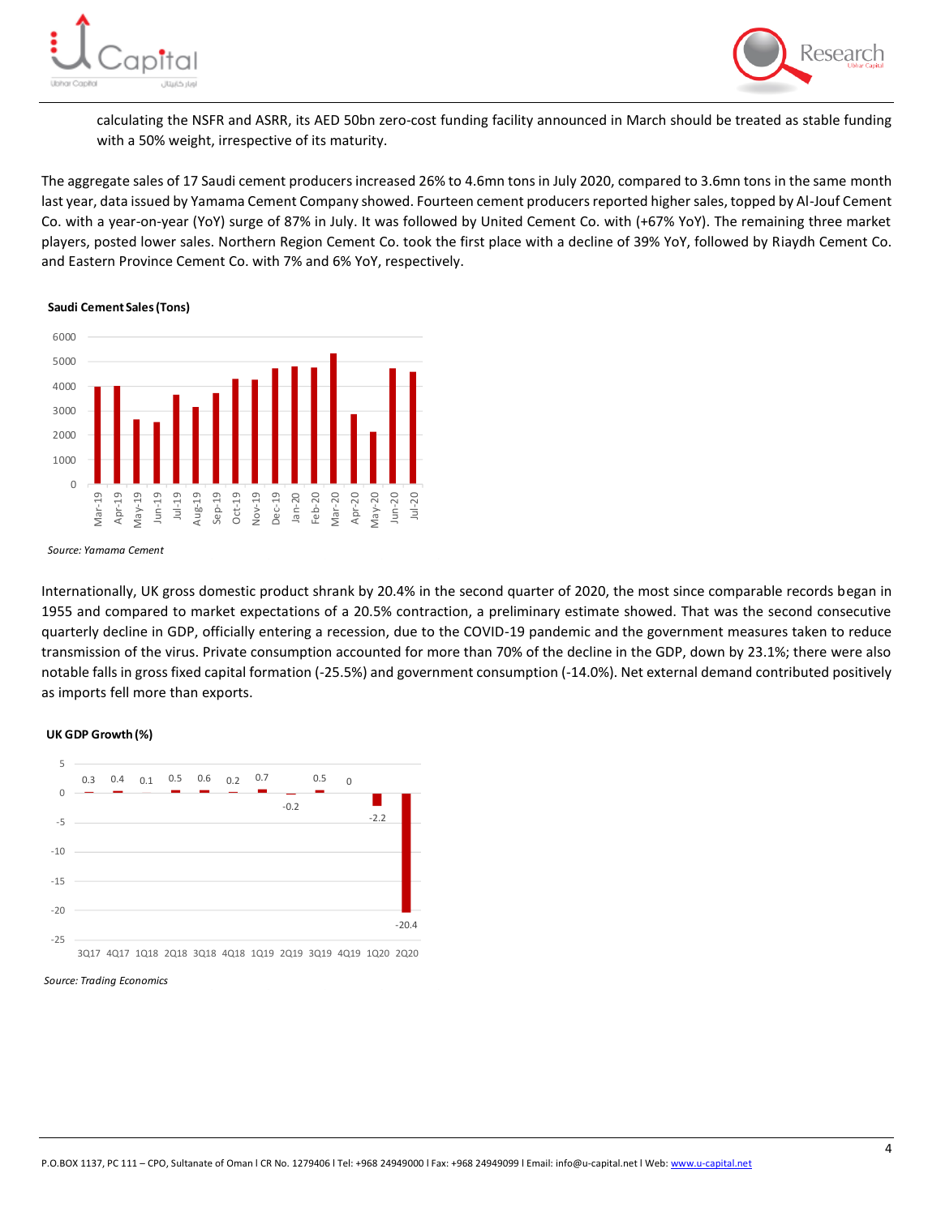calculating the NSFR and ASRR, its AED 50bn zero-cost funding facility announced in March should be treated as stable funding with a 50% weight, irrespective of its maturity.

The aggregate sales of 17 Saudi cement producers increased 26% to 4.6mn tons in July 2020, compared to 3.6mn tons in the same month last year, data issued by Yamama Cement Company showed. Fourteen cement producers reported higher sales, topped by Al-Jouf Cement Co. with a year-on-year (YoY) surge of 87% in July. It was followed by United Cement Co. with (+67% YoY). The remaining three market players, posted lower sales. Northern Region Cement Co. took the first place with a decline of 39% YoY, followed by Riaydh Cement Co. and Eastern Province Cement Co. with 7% and 6% YoY, respectively.

**Saudi Cement Sales (Tons)**

*Source: Yamama Cement*

Internationally, UK gross domestic product shrank by 20.4% in the second quarter of 2020, the most since comparable records began in 1955 and compared to market expectations of a 20.5% contraction, a preliminary estimate showed. That was the second consecutive quarterly decline in GDP, officially entering a recession, due to the COVID-19 pandemic and the government measures taken to reduce transmission of the virus. Private consumption accounted for more than 70% of the decline in the GDP, down by 23.1%; there were also notable falls in gross fixed capital formation (-25.5%) and government consumption (-14.0%). Net external demand contributed positively as imports fell more than exports.

**UK GDP Growth (%)**

| 3Q17 | 4Q17 | 1Q18 | 2Q18 | 3Q18 | 4Q18 | 1Q19 | 2Q19 | 3Q19 | 4Q19 | 1Q20 | 2Q20 |
|---|---|---|---|---|---|---|---|---|---|---|---|
| 0.3 | 0.4 | 0.1 | 0.5 | 0.6 | 0.2 | 0.7 | -0.2 | 0.5 | 0 | -2.2 | -20.4 |

*Source: Trading Economics*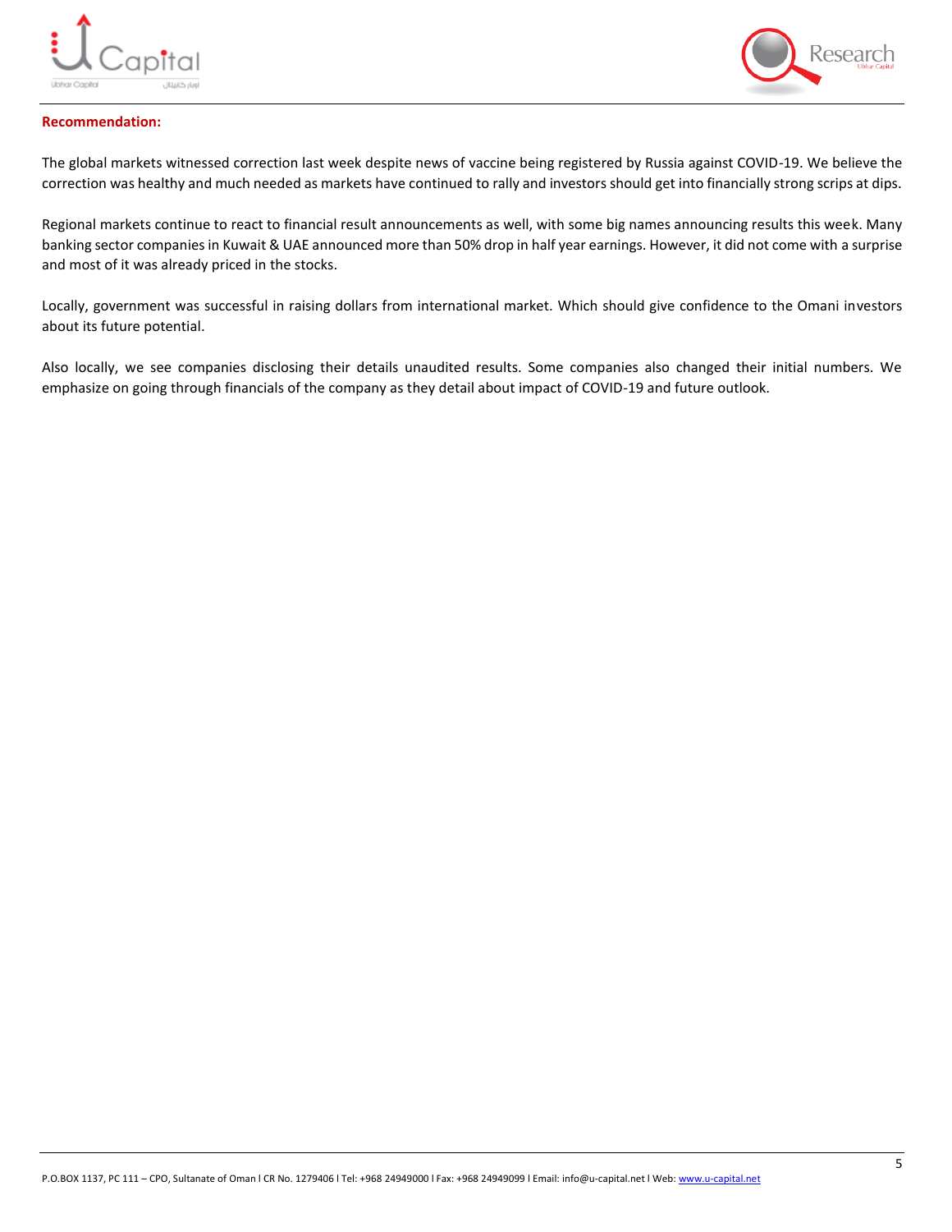**Recommendation:**

The global markets witnessed correction last week despite news of vaccine being registered by Russia against COVID-19. We believe the correction was healthy and much needed as markets have continued to rally and investors should get into financially strong scrips at dips.

Regional markets continue to react to financial result announcements as well, with some big names announcing results this week. Many banking sector companies in Kuwait & UAE announced more than 50% drop in half year earnings. However, it did not come with a surprise and most of it was already priced in the stocks.

Locally, government was successful in raising dollars from international market. Which should give confidence to the Omani investors about its future potential.

Also locally, we see companies disclosing their details unaudited results. Some companies also changed their initial numbers. We emphasize on going through financials of the company as they detail about impact of COVID-19 and future outlook.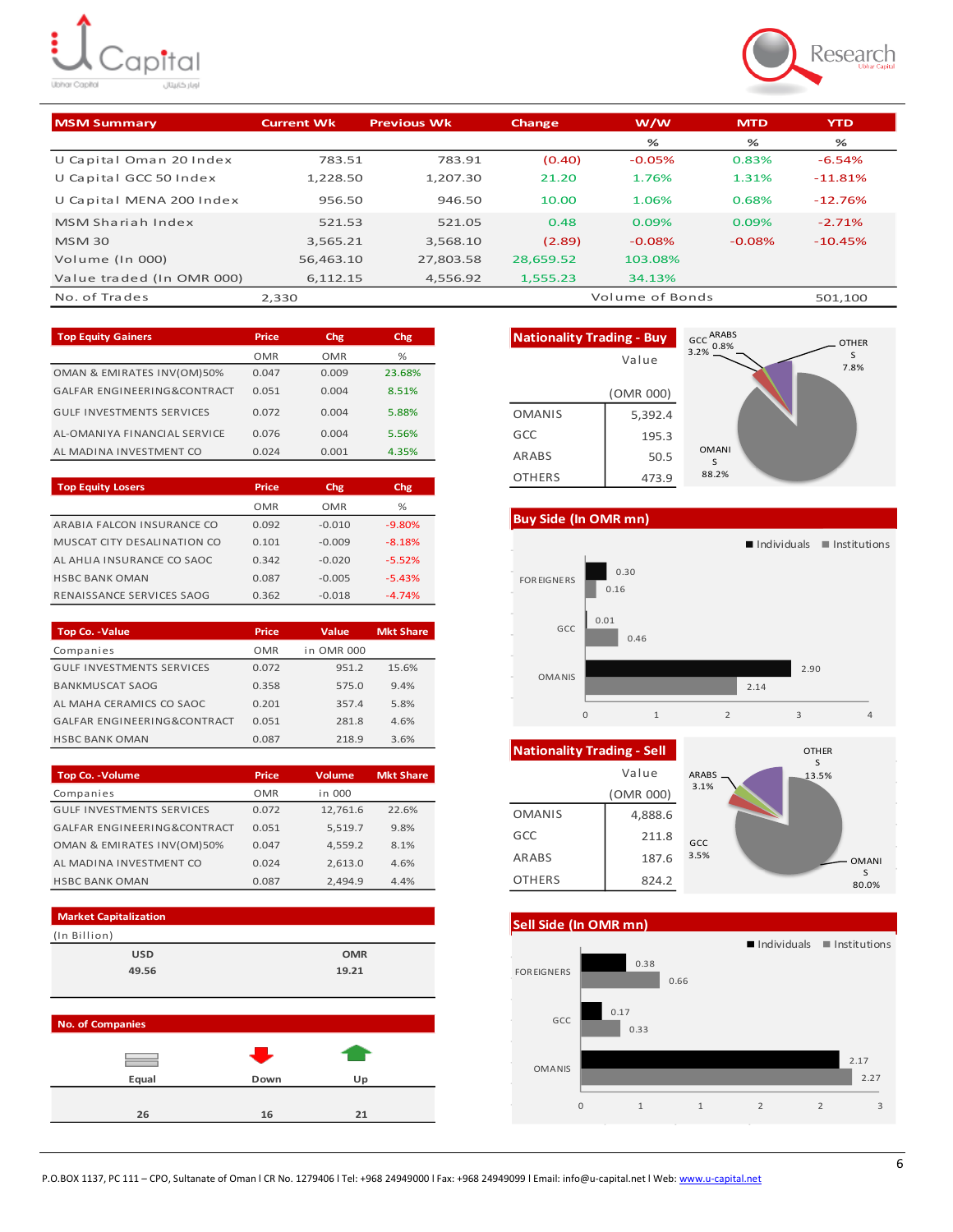## MSM Summary

| MSM Summary | Current Wk | Previous Wk | Change | W/W | MTD | YTD |
|---|---|---|---|---|---|---|
| | | | | % | % | % |
| U Capital Oman 20 Index | 783.51 | 783.91 | (0.40) | -0.05% | 0.83% | -6.54% |
| U Capital GCC 50 Index | 1,228.50 | 1,207.30 | 21.20 | 1.76% | 1.31% | -11.81% |
| U Capital MENA 200 Index | 956.50 | 946.50 | 10.00 | 1.06% | 0.68% | -12.76% |
| MSM Shariah Index | 521.53 | 521.05 | 0.48 | 0.09% | 0.09% | -2.71% |
| MSM 30 | 3,565.21 | 3,568.10 | (2.89) | -0.08% | -0.08% | -10.45% |
| Volume (In 000) | 56,463.10 | 27,803.58 | 28,659.52 | 103.08% | | |
| Value traded (In OMR 000) | 6,112.15 | 4,556.92 | 1,555.23 | 34.13% | | |
| No. of Trades | 2,330 | | | Volume of Bonds | | 501,100 |

## Top Equity Gainers

| Top Equity Gainers | Price | Chg | Chg |
|---|---|---|---|
| | OMR | OMR | % |
| OMAN & EMIRATES INV(OM)50% | 0.047 | 0.009 | 23.68% |
| GALFAR ENGINEERING&CONTRACT | 0.051 | 0.004 | 8.51% |
| GULF INVESTMENTS SERVICES | 0.072 | 0.004 | 5.88% |
| AL-OMANIYA FINANCIAL SERVICE | 0.076 | 0.004 | 5.56% |
| AL MADINA INVESTMENT CO | 0.024 | 0.001 | 4.35% |

## Top Equity Losers

| Top Equity Losers | Price | Chg | Chg |
|---|---|---|---|
| | OMR | OMR | % |
| ARABIA FALCON INSURANCE CO | 0.092 | -0.010 | -9.80% |
| MUSCAT CITY DESALINATION CO | 0.101 | -0.009 | -8.18% |
| AL AHLIA INSURANCE CO SAOC | 0.342 | -0.020 | -5.52% |
| HSBC BANK OMAN | 0.087 | -0.005 | -5.43% |
| RENAISSANCE SERVICES SAOG | 0.362 | -0.018 | -4.74% |

## Top Co. -Value

| Companies | Price (OMR) | Value (in OMR 000) | Mkt Share |
|---|---|---|---|
| GULF INVESTMENTS SERVICES | 0.072 | 951.2 | 15.6% |
| BANKMUSCAT SAOG | 0.358 | 575.0 | 9.4% |
| AL MAHA CERAMICS CO SAOC | 0.201 | 357.4 | 5.8% |
| GALFAR ENGINEERING&CONTRACT | 0.051 | 281.8 | 4.6% |
| HSBC BANK OMAN | 0.087 | 218.9 | 3.6% |

## Top Co. -Volume

| Companies | Price (OMR) | Volume (in 000) | Mkt Share |
|---|---|---|---|
| GULF INVESTMENTS SERVICES | 0.072 | 12,761.6 | 22.6% |
| GALFAR ENGINEERING&CONTRACT | 0.051 | 5,519.7 | 9.8% |
| OMAN & EMIRATES INV(OM)50% | 0.047 | 4,559.2 | 8.1% |
| AL MADINA INVESTMENT CO | 0.024 | 2,613.0 | 4.6% |
| HSBC BANK OMAN | 0.087 | 2,494.9 | 4.4% |

## Market Capitalization

(In Billion)

| USD | OMR |
|---|---|
| 49.56 | 19.21 |

## No. of Companies

| Equal | Down | Up |
|---|---|---|
| 26 | 16 | 21 |

## Nationality Trading - Buy

| | Value (OMR 000) |
|---|---|
| OMANIS | 5,392.4 |
| GCC | 195.3 |
| ARABS | 50.5 |
| OTHERS | 473.9 |

OMANIS 88.2%, GCC 3.2%, ARABS 0.8%, OTHERS 7.8%

## Buy Side (In OMR mn)

| | Individuals | Institutions |
|---|---|---|
| FOREIGNERS | 0.30 | 0.16 |
| GCC | 0.01 | 0.46 |
| OMANIS | 2.90 | 2.14 |

## Nationality Trading - Sell

| | Value (OMR 000) |
|---|---|
| OMANIS | 4,888.6 |
| GCC | 211.8 |
| ARABS | 187.6 |
| OTHERS | 824.2 |

OMANIS 80.0%, GCC 3.5%, ARABS 3.1%, OTHERS 13.5%

## Sell Side (In OMR mn)

| | Individuals | Institutions |
|---|---|---|
| FOREIGNERS | 0.38 | 0.66 |
| GCC | 0.17 | 0.33 |
| OMANIS | 2.17 | 2.27 |

P.O.BOX 1137, PC 111 – CPO, Sultanate of Oman I CR No. 1279406 I Tel: +968 24949000 I Fax: +968 24949099 I Email: info@u-capital.net I Web: www.u-capital.net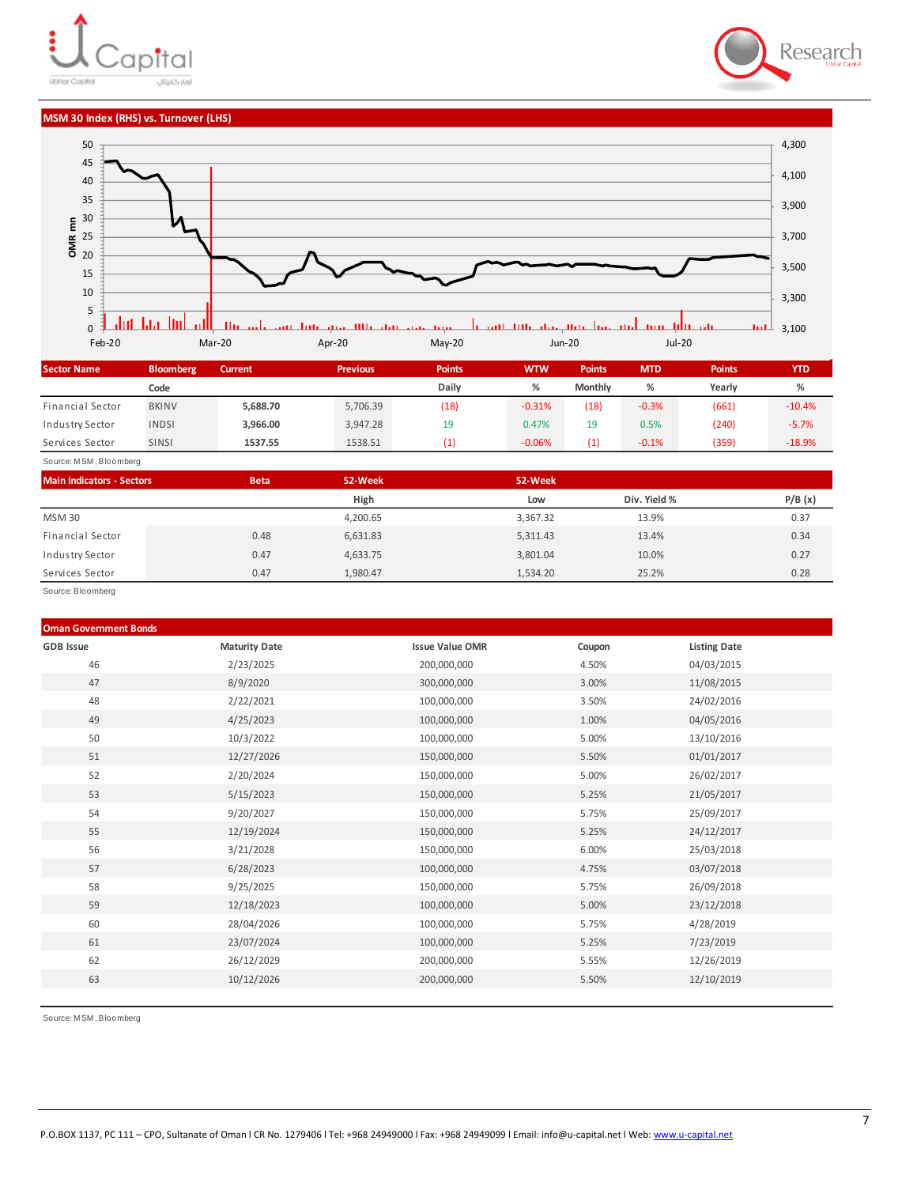## MSM 30 Index (RHS) vs. Turnover (LHS)

| Sector Name | Bloomberg Code | Current | Previous | Points Daily | WTW % | Points Monthly | MTD % | Points Yearly | YTD % |
|---|---|---|---|---|---|---|---|---|---|
| Financial Sector | BKINV | 5,688.70 | 5,706.39 | (18) | -0.31% | (18) | -0.3% | (661) | -10.4% |
| Industry Sector | INDSI | 3,966.00 | 3,947.28 | 19 | 0.47% | 19 | 0.5% | (240) | -5.7% |
| Services Sector | SINSI | 1537.55 | 1538.51 | (1) | -0.06% | (1) | -0.1% | (359) | -18.9% |

Source: MSM, Bloomberg

| Main Indicators - Sectors | Beta | 52-Week High | 52-Week Low | Div. Yield % | P/B (x) |
|---|---|---|---|---|---|
| MSM 30 | | 4,200.65 | 3,367.32 | 13.9% | 0.37 |
| Financial Sector | 0.48 | 6,631.83 | 5,311.43 | 13.4% | 0.34 |
| Industry Sector | 0.47 | 4,633.75 | 3,801.04 | 10.0% | 0.27 |
| Services Sector | 0.47 | 1,980.47 | 1,534.20 | 25.2% | 0.28 |

Source: Bloomberg

## Oman Government Bonds

| GDB Issue | Maturity Date | Issue Value OMR | Coupon | Listing Date |
|---|---|---|---|---|
| 46 | 2/23/2025 | 200,000,000 | 4.50% | 04/03/2015 |
| 47 | 8/9/2020 | 300,000,000 | 3.00% | 11/08/2015 |
| 48 | 2/22/2021 | 100,000,000 | 3.50% | 24/02/2016 |
| 49 | 4/25/2023 | 100,000,000 | 1.00% | 04/05/2016 |
| 50 | 10/3/2022 | 100,000,000 | 5.00% | 13/10/2016 |
| 51 | 12/27/2026 | 150,000,000 | 5.50% | 01/01/2017 |
| 52 | 2/20/2024 | 150,000,000 | 5.00% | 26/02/2017 |
| 53 | 5/15/2023 | 150,000,000 | 5.25% | 21/05/2017 |
| 54 | 9/20/2027 | 150,000,000 | 5.75% | 25/09/2017 |
| 55 | 12/19/2024 | 150,000,000 | 5.25% | 24/12/2017 |
| 56 | 3/21/2028 | 150,000,000 | 6.00% | 25/03/2018 |
| 57 | 6/28/2023 | 100,000,000 | 4.75% | 03/07/2018 |
| 58 | 9/25/2025 | 150,000,000 | 5.75% | 26/09/2018 |
| 59 | 12/18/2023 | 100,000,000 | 5.00% | 23/12/2018 |
| 60 | 28/04/2026 | 100,000,000 | 5.75% | 4/28/2019 |
| 61 | 23/07/2024 | 100,000,000 | 5.25% | 7/23/2019 |
| 62 | 26/12/2029 | 200,000,000 | 5.55% | 12/26/2019 |
| 63 | 10/12/2026 | 200,000,000 | 5.50% | 12/10/2019 |

Source: MSM, Bloomberg

P.O.BOX 1137, PC 111 – CPO, Sultanate of Oman I CR No. 1279406 I Tel: +968 24949000 I Fax: +968 24949099 I Email: info@u-capital.net I Web: www.u-capital.net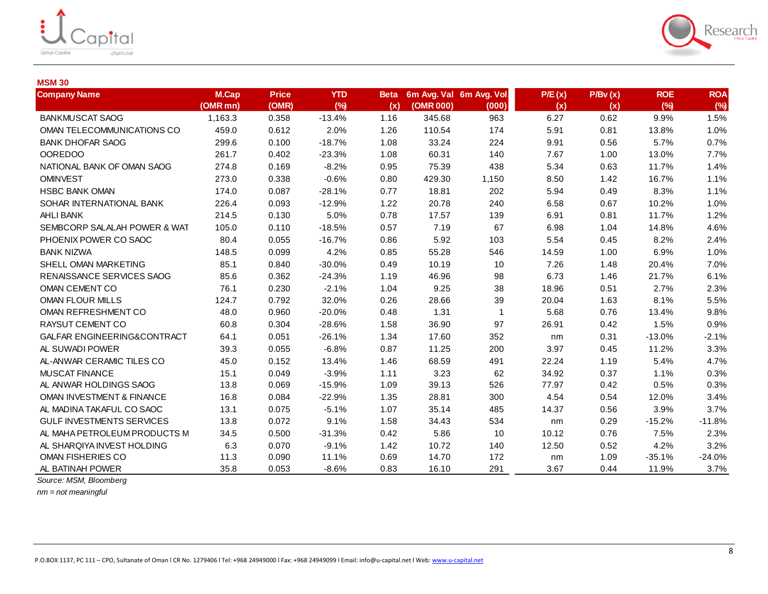## MSM 30

| Company Name | M.Cap (OMR mn) | Price (OMR) | YTD (%) | Beta (x) | 6m Avg. Val (OMR 000) | 6m Avg. Vol (000) | P/E (x) (x) | P/Bv (x) (x) | ROE (%) | ROA (%) |
|---|---|---|---|---|---|---|---|---|---|---|
| BANKMUSCAT SAOG | 1,163.3 | 0.358 | -13.4% | 1.16 | 345.68 | 963 | 6.27 | 0.62 | 9.9% | 1.5% |
| OMAN TELECOMMUNICATIONS CO | 459.0 | 0.612 | 2.0% | 1.26 | 110.54 | 174 | 5.91 | 0.81 | 13.8% | 1.0% |
| BANK DHOFAR SAOG | 299.6 | 0.100 | -18.7% | 1.08 | 33.24 | 224 | 9.91 | 0.56 | 5.7% | 0.7% |
| OOREDOO | 261.7 | 0.402 | -23.3% | 1.08 | 60.31 | 140 | 7.67 | 1.00 | 13.0% | 7.7% |
| NATIONAL BANK OF OMAN SAOG | 274.8 | 0.169 | -8.2% | 0.95 | 75.39 | 438 | 5.34 | 0.63 | 11.7% | 1.4% |
| OMINVEST | 273.0 | 0.338 | -0.6% | 0.80 | 429.30 | 1,150 | 8.50 | 1.42 | 16.7% | 1.1% |
| HSBC BANK OMAN | 174.0 | 0.087 | -28.1% | 0.77 | 18.81 | 202 | 5.94 | 0.49 | 8.3% | 1.1% |
| SOHAR INTERNATIONAL BANK | 226.4 | 0.093 | -12.9% | 1.22 | 20.78 | 240 | 6.58 | 0.67 | 10.2% | 1.0% |
| AHLI BANK | 214.5 | 0.130 | 5.0% | 0.78 | 17.57 | 139 | 6.91 | 0.81 | 11.7% | 1.2% |
| SEMBCORP SALALAH POWER & WAT | 105.0 | 0.110 | -18.5% | 0.57 | 7.19 | 67 | 6.98 | 1.04 | 14.8% | 4.6% |
| PHOENIX POWER CO SAOC | 80.4 | 0.055 | -16.7% | 0.86 | 5.92 | 103 | 5.54 | 0.45 | 8.2% | 2.4% |
| BANK NIZWA | 148.5 | 0.099 | 4.2% | 0.85 | 55.28 | 546 | 14.59 | 1.00 | 6.9% | 1.0% |
| SHELL OMAN MARKETING | 85.1 | 0.840 | -30.0% | 0.49 | 10.19 | 10 | 7.26 | 1.48 | 20.4% | 7.0% |
| RENAISSANCE SERVICES SAOG | 85.6 | 0.362 | -24.3% | 1.19 | 46.96 | 98 | 6.73 | 1.46 | 21.7% | 6.1% |
| OMAN CEMENT CO | 76.1 | 0.230 | -2.1% | 1.04 | 9.25 | 38 | 18.96 | 0.51 | 2.7% | 2.3% |
| OMAN FLOUR MILLS | 124.7 | 0.792 | 32.0% | 0.26 | 28.66 | 39 | 20.04 | 1.63 | 8.1% | 5.5% |
| OMAN REFRESHMENT CO | 48.0 | 0.960 | -20.0% | 0.48 | 1.31 | 1 | 5.68 | 0.76 | 13.4% | 9.8% |
| RAYSUT CEMENT CO | 60.8 | 0.304 | -28.6% | 1.58 | 36.90 | 97 | 26.91 | 0.42 | 1.5% | 0.9% |
| GALFAR ENGINEERING&CONTRACT | 64.1 | 0.051 | -26.1% | 1.34 | 17.60 | 352 | nm | 0.31 | -13.0% | -2.1% |
| AL SUWADI POWER | 39.3 | 0.055 | -6.8% | 0.87 | 11.25 | 200 | 3.97 | 0.45 | 11.2% | 3.3% |
| AL-ANWAR CERAMIC TILES CO | 45.0 | 0.152 | 13.4% | 1.46 | 68.59 | 491 | 22.24 | 1.19 | 5.4% | 4.7% |
| MUSCAT FINANCE | 15.1 | 0.049 | -3.9% | 1.11 | 3.23 | 62 | 34.92 | 0.37 | 1.1% | 0.3% |
| AL ANWAR HOLDINGS SAOG | 13.8 | 0.069 | -15.9% | 1.09 | 39.13 | 526 | 77.97 | 0.42 | 0.5% | 0.3% |
| OMAN INVESTMENT & FINANCE | 16.8 | 0.084 | -22.9% | 1.35 | 28.81 | 300 | 4.54 | 0.54 | 12.0% | 3.4% |
| AL MADINA TAKAFUL CO SAOC | 13.1 | 0.075 | -5.1% | 1.07 | 35.14 | 485 | 14.37 | 0.56 | 3.9% | 3.7% |
| GULF INVESTMENTS SERVICES | 13.8 | 0.072 | 9.1% | 1.58 | 34.43 | 534 | nm | 0.29 | -15.2% | -11.8% |
| AL MAHA PETROLEUM PRODUCTS M | 34.5 | 0.500 | -31.3% | 0.42 | 5.86 | 10 | 10.12 | 0.76 | 7.5% | 2.3% |
| AL SHARQIYA INVEST HOLDING | 6.3 | 0.070 | -9.1% | 1.42 | 10.72 | 140 | 12.50 | 0.52 | 4.2% | 3.2% |
| OMAN FISHERIES CO | 11.3 | 0.090 | 11.1% | 0.69 | 14.70 | 172 | nm | 1.09 | -35.1% | -24.0% |
| AL BATINAH POWER | 35.8 | 0.053 | -8.6% | 0.83 | 16.10 | 291 | 3.67 | 0.44 | 11.9% | 3.7% |

*Source: MSM, Bloomberg*

*nm = not meaningful*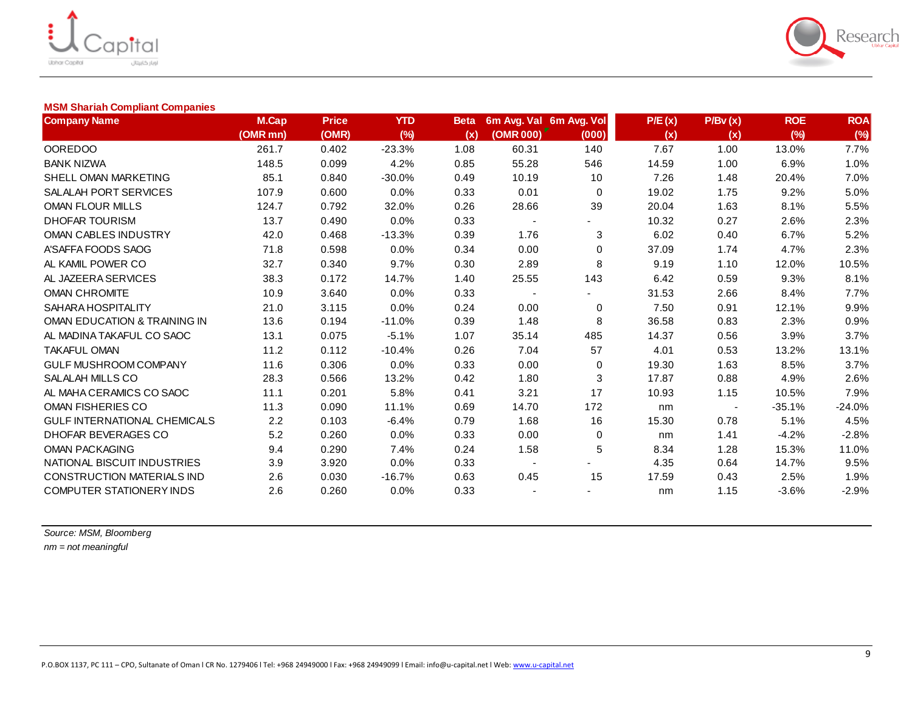**MSM Shariah Compliant Companies**

| Company Name | M.Cap (OMR mn) | Price (OMR) | YTD (%) | Beta (x) | 6m Avg. Val (OMR 000) | 6m Avg. Vol (000) | P/E (x) | P/Bv (x) | ROE (%) | ROA (%) |
|---|---|---|---|---|---|---|---|---|---|---|
| OOREDOO | 261.7 | 0.402 | -23.3% | 1.08 | 60.31 | 140 | 7.67 | 1.00 | 13.0% | 7.7% |
| BANK NIZWA | 148.5 | 0.099 | 4.2% | 0.85 | 55.28 | 546 | 14.59 | 1.00 | 6.9% | 1.0% |
| SHELL OMAN MARKETING | 85.1 | 0.840 | -30.0% | 0.49 | 10.19 | 10 | 7.26 | 1.48 | 20.4% | 7.0% |
| SALALAH PORT SERVICES | 107.9 | 0.600 | 0.0% | 0.33 | 0.01 | 0 | 19.02 | 1.75 | 9.2% | 5.0% |
| OMAN FLOUR MILLS | 124.7 | 0.792 | 32.0% | 0.26 | 28.66 | 39 | 20.04 | 1.63 | 8.1% | 5.5% |
| DHOFAR TOURISM | 13.7 | 0.490 | 0.0% | 0.33 | - | - | 10.32 | 0.27 | 2.6% | 2.3% |
| OMAN CABLES INDUSTRY | 42.0 | 0.468 | -13.3% | 0.39 | 1.76 | 3 | 6.02 | 0.40 | 6.7% | 5.2% |
| A'SAFFA FOODS SAOG | 71.8 | 0.598 | 0.0% | 0.34 | 0.00 | 0 | 37.09 | 1.74 | 4.7% | 2.3% |
| AL KAMIL POWER CO | 32.7 | 0.340 | 9.7% | 0.30 | 2.89 | 8 | 9.19 | 1.10 | 12.0% | 10.5% |
| AL JAZEERA SERVICES | 38.3 | 0.172 | 14.7% | 1.40 | 25.55 | 143 | 6.42 | 0.59 | 9.3% | 8.1% |
| OMAN CHROMITE | 10.9 | 3.640 | 0.0% | 0.33 | - | - | 31.53 | 2.66 | 8.4% | 7.7% |
| SAHARA HOSPITALITY | 21.0 | 3.115 | 0.0% | 0.24 | 0.00 | 0 | 7.50 | 0.91 | 12.1% | 9.9% |
| OMAN EDUCATION & TRAINING IN | 13.6 | 0.194 | -11.0% | 0.39 | 1.48 | 8 | 36.58 | 0.83 | 2.3% | 0.9% |
| AL MADINA TAKAFUL CO SAOC | 13.1 | 0.075 | -5.1% | 1.07 | 35.14 | 485 | 14.37 | 0.56 | 3.9% | 3.7% |
| TAKAFUL OMAN | 11.2 | 0.112 | -10.4% | 0.26 | 7.04 | 57 | 4.01 | 0.53 | 13.2% | 13.1% |
| GULF MUSHROOM COMPANY | 11.6 | 0.306 | 0.0% | 0.33 | 0.00 | 0 | 19.30 | 1.63 | 8.5% | 3.7% |
| SALALAH MILLS CO | 28.3 | 0.566 | 13.2% | 0.42 | 1.80 | 3 | 17.87 | 0.88 | 4.9% | 2.6% |
| AL MAHA CERAMICS CO SAOC | 11.1 | 0.201 | 5.8% | 0.41 | 3.21 | 17 | 10.93 | 1.15 | 10.5% | 7.9% |
| OMAN FISHERIES CO | 11.3 | 0.090 | 11.1% | 0.69 | 14.70 | 172 | nm | - | -35.1% | -24.0% |
| GULF INTERNATIONAL CHEMICALS | 2.2 | 0.103 | -6.4% | 0.79 | 1.68 | 16 | 15.30 | 0.78 | 5.1% | 4.5% |
| DHOFAR BEVERAGES CO | 5.2 | 0.260 | 0.0% | 0.33 | 0.00 | 0 | nm | 1.41 | -4.2% | -2.8% |
| OMAN PACKAGING | 9.4 | 0.290 | 7.4% | 0.24 | 1.58 | 5 | 8.34 | 1.28 | 15.3% | 11.0% |
| NATIONAL BISCUIT INDUSTRIES | 3.9 | 3.920 | 0.0% | 0.33 | - | - | 4.35 | 0.64 | 14.7% | 9.5% |
| CONSTRUCTION MATERIALS IND | 2.6 | 0.030 | -16.7% | 0.63 | 0.45 | 15 | 17.59 | 0.43 | 2.5% | 1.9% |
| COMPUTER STATIONERY INDS | 2.6 | 0.260 | 0.0% | 0.33 | - | - | nm | 1.15 | -3.6% | -2.9% |

*Source: MSM, Bloomberg*

*nm = not meaningful*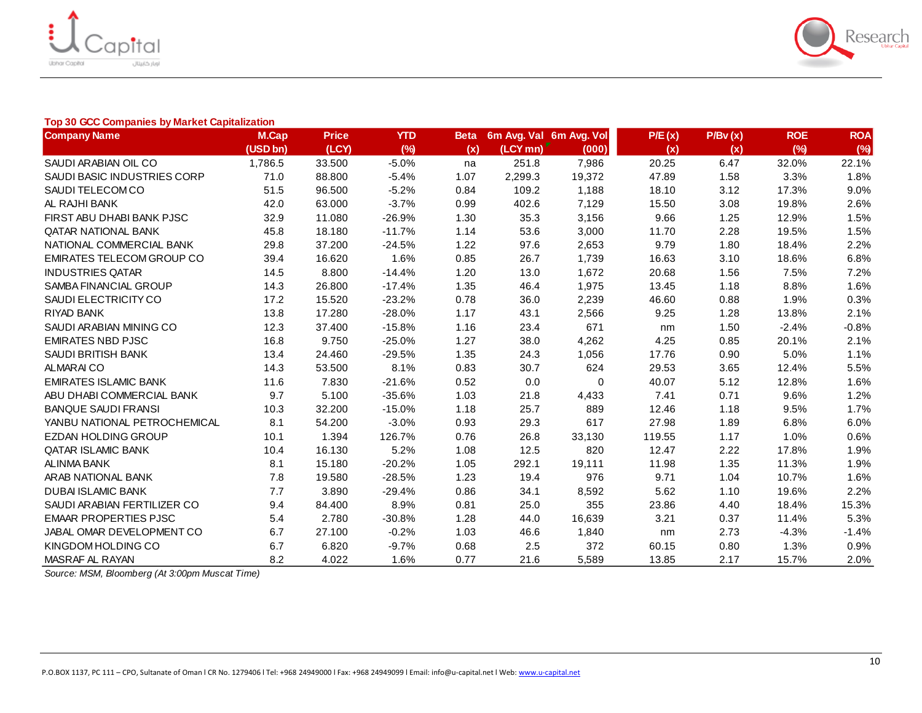**Top 30 GCC Companies by Market Capitalization**

| Company Name | M.Cap (USD bn) | Price (LCY) | YTD (%) | Beta (x) | 6m Avg. Val (LCY mn) | 6m Avg. Vol (000) | P/E (x) (x) | P/Bv (x) (x) | ROE (%) | ROA (%) |
|---|---|---|---|---|---|---|---|---|---|---|
| SAUDI ARABIAN OIL CO | 1,786.5 | 33.500 | -5.0% | na | 251.8 | 7,986 | 20.25 | 6.47 | 32.0% | 22.1% |
| SAUDI BASIC INDUSTRIES CORP | 71.0 | 88.800 | -5.4% | 1.07 | 2,299.3 | 19,372 | 47.89 | 1.58 | 3.3% | 1.8% |
| SAUDI TELECOM CO | 51.5 | 96.500 | -5.2% | 0.84 | 109.2 | 1,188 | 18.10 | 3.12 | 17.3% | 9.0% |
| AL RAJHI BANK | 42.0 | 63.000 | -3.7% | 0.99 | 402.6 | 7,129 | 15.50 | 3.08 | 19.8% | 2.6% |
| FIRST ABU DHABI BANK PJSC | 32.9 | 11.080 | -26.9% | 1.30 | 35.3 | 3,156 | 9.66 | 1.25 | 12.9% | 1.5% |
| QATAR NATIONAL BANK | 45.8 | 18.180 | -11.7% | 1.14 | 53.6 | 3,000 | 11.70 | 2.28 | 19.5% | 1.5% |
| NATIONAL COMMERCIAL BANK | 29.8 | 37.200 | -24.5% | 1.22 | 97.6 | 2,653 | 9.79 | 1.80 | 18.4% | 2.2% |
| EMIRATES TELECOM GROUP CO | 39.4 | 16.620 | 1.6% | 0.85 | 26.7 | 1,739 | 16.63 | 3.10 | 18.6% | 6.8% |
| INDUSTRIES QATAR | 14.5 | 8.800 | -14.4% | 1.20 | 13.0 | 1,672 | 20.68 | 1.56 | 7.5% | 7.2% |
| SAMBA FINANCIAL GROUP | 14.3 | 26.800 | -17.4% | 1.35 | 46.4 | 1,975 | 13.45 | 1.18 | 8.8% | 1.6% |
| SAUDI ELECTRICITY CO | 17.2 | 15.520 | -23.2% | 0.78 | 36.0 | 2,239 | 46.60 | 0.88 | 1.9% | 0.3% |
| RIYAD BANK | 13.8 | 17.280 | -28.0% | 1.17 | 43.1 | 2,566 | 9.25 | 1.28 | 13.8% | 2.1% |
| SAUDI ARABIAN MINING CO | 12.3 | 37.400 | -15.8% | 1.16 | 23.4 | 671 | nm | 1.50 | -2.4% | -0.8% |
| EMIRATES NBD PJSC | 16.8 | 9.750 | -25.0% | 1.27 | 38.0 | 4,262 | 4.25 | 0.85 | 20.1% | 2.1% |
| SAUDI BRITISH BANK | 13.4 | 24.460 | -29.5% | 1.35 | 24.3 | 1,056 | 17.76 | 0.90 | 5.0% | 1.1% |
| ALMARAI CO | 14.3 | 53.500 | 8.1% | 0.83 | 30.7 | 624 | 29.53 | 3.65 | 12.4% | 5.5% |
| EMIRATES ISLAMIC BANK | 11.6 | 7.830 | -21.6% | 0.52 | 0.0 | 0 | 40.07 | 5.12 | 12.8% | 1.6% |
| ABU DHABI COMMERCIAL BANK | 9.7 | 5.100 | -35.6% | 1.03 | 21.8 | 4,433 | 7.41 | 0.71 | 9.6% | 1.2% |
| BANQUE SAUDI FRANSI | 10.3 | 32.200 | -15.0% | 1.18 | 25.7 | 889 | 12.46 | 1.18 | 9.5% | 1.7% |
| YANBU NATIONAL PETROCHEMICAL | 8.1 | 54.200 | -3.0% | 0.93 | 29.3 | 617 | 27.98 | 1.89 | 6.8% | 6.0% |
| EZDAN HOLDING GROUP | 10.1 | 1.394 | 126.7% | 0.76 | 26.8 | 33,130 | 119.55 | 1.17 | 1.0% | 0.6% |
| QATAR ISLAMIC BANK | 10.4 | 16.130 | 5.2% | 1.08 | 12.5 | 820 | 12.47 | 2.22 | 17.8% | 1.9% |
| ALINMA BANK | 8.1 | 15.180 | -20.2% | 1.05 | 292.1 | 19,111 | 11.98 | 1.35 | 11.3% | 1.9% |
| ARAB NATIONAL BANK | 7.8 | 19.580 | -28.5% | 1.23 | 19.4 | 976 | 9.71 | 1.04 | 10.7% | 1.6% |
| DUBAI ISLAMIC BANK | 7.7 | 3.890 | -29.4% | 0.86 | 34.1 | 8,592 | 5.62 | 1.10 | 19.6% | 2.2% |
| SAUDI ARABIAN FERTILIZER CO | 9.4 | 84.400 | 8.9% | 0.81 | 25.0 | 355 | 23.86 | 4.40 | 18.4% | 15.3% |
| EMAAR PROPERTIES PJSC | 5.4 | 2.780 | -30.8% | 1.28 | 44.0 | 16,639 | 3.21 | 0.37 | 11.4% | 5.3% |
| JABAL OMAR DEVELOPMENT CO | 6.7 | 27.100 | -0.2% | 1.03 | 46.6 | 1,840 | nm | 2.73 | -4.3% | -1.4% |
| KINGDOM HOLDING CO | 6.7 | 6.820 | -9.7% | 0.68 | 2.5 | 372 | 60.15 | 0.80 | 1.3% | 0.9% |
| MASRAF AL RAYAN | 8.2 | 4.022 | 1.6% | 0.77 | 21.6 | 5,589 | 13.85 | 2.17 | 15.7% | 2.0% |

*Source: MSM, Bloomberg (At 3:00pm Muscat Time)*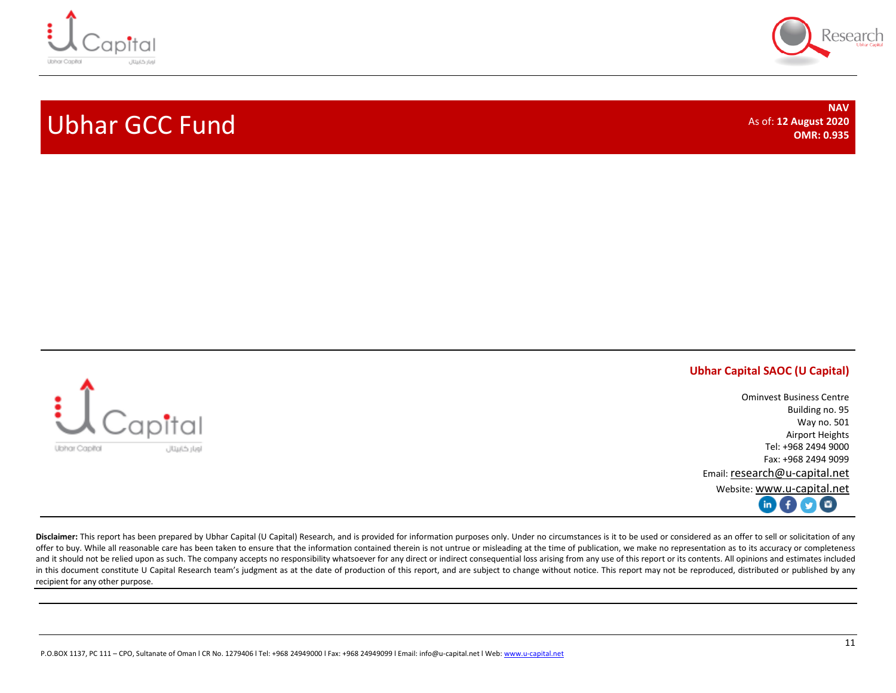# Ubhar GCC Fund

**NAV**
As of: **12 August 2020**
**OMR: 0.935**

**Ubhar Capital SAOC (U Capital)**

Ominvest Business Centre
Building no. 95
Way no. 501
Airport Heights
Tel: +968 2494 9000
Fax: +968 2494 9099
Email: research@u-capital.net
Website: www.u-capital.net

**Disclaimer:** This report has been prepared by Ubhar Capital (U Capital) Research, and is provided for information purposes only. Under no circumstances is it to be used or considered as an offer to sell or solicitation of any offer to buy. While all reasonable care has been taken to ensure that the information contained therein is not untrue or misleading at the time of publication, we make no representation as to its accuracy or completeness and it should not be relied upon as such. The company accepts no responsibility whatsoever for any direct or indirect consequential loss arising from any use of this report or its contents. All opinions and estimates included in this document constitute U Capital Research team's judgment as at the date of production of this report, and are subject to change without notice. This report may not be reproduced, distributed or published by any recipient for any other purpose.